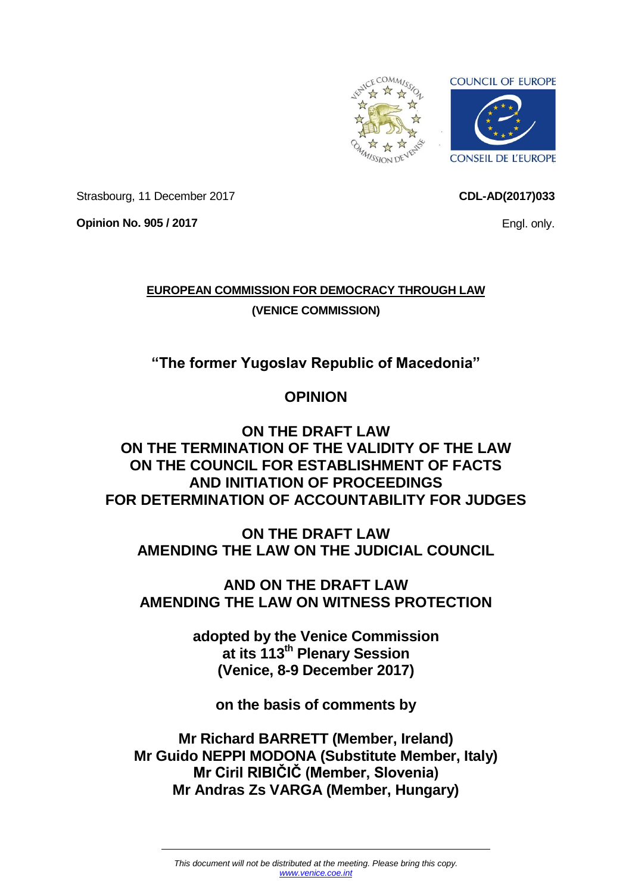Strasbourg, 11 December 2017

**CDL-AD(2017)033**

**Opinion No. 905 / 2017**

Engl. only.

**EUROPEAN COMMISSION FOR DEMOCRACY THROUGH LAW**

**(VENICE COMMISSION)**

# "The former Yugoslav Republic of Macedonia"

# OPINION

# ON THE DRAFT LAW ON THE TERMINATION OF THE VALIDITY OF THE LAW ON THE COUNCIL FOR ESTABLISHMENT OF FACTS AND INITIATION OF PROCEEDINGS FOR DETERMINATION OF ACCOUNTABILITY FOR JUDGES

# ON THE DRAFT LAW AMENDING THE LAW ON THE JUDICIAL COUNCIL

# AND ON THE DRAFT LAW AMENDING THE LAW ON WITNESS PROTECTION

**adopted by the Venice Commission at its 113th Plenary Session (Venice, 8-9 December 2017)**

**on the basis of comments by**

**Mr Richard BARRETT (Member, Ireland)**
**Mr Guido NEPPI MODONA (Substitute Member, Italy)**
**Mr Ciril RIBIČIČ (Member, Slovenia)**
**Mr Andras Zs VARGA (Member, Hungary)**

*This document will not be distributed at the meeting. Please bring this copy.*
*www.venice.coe.int*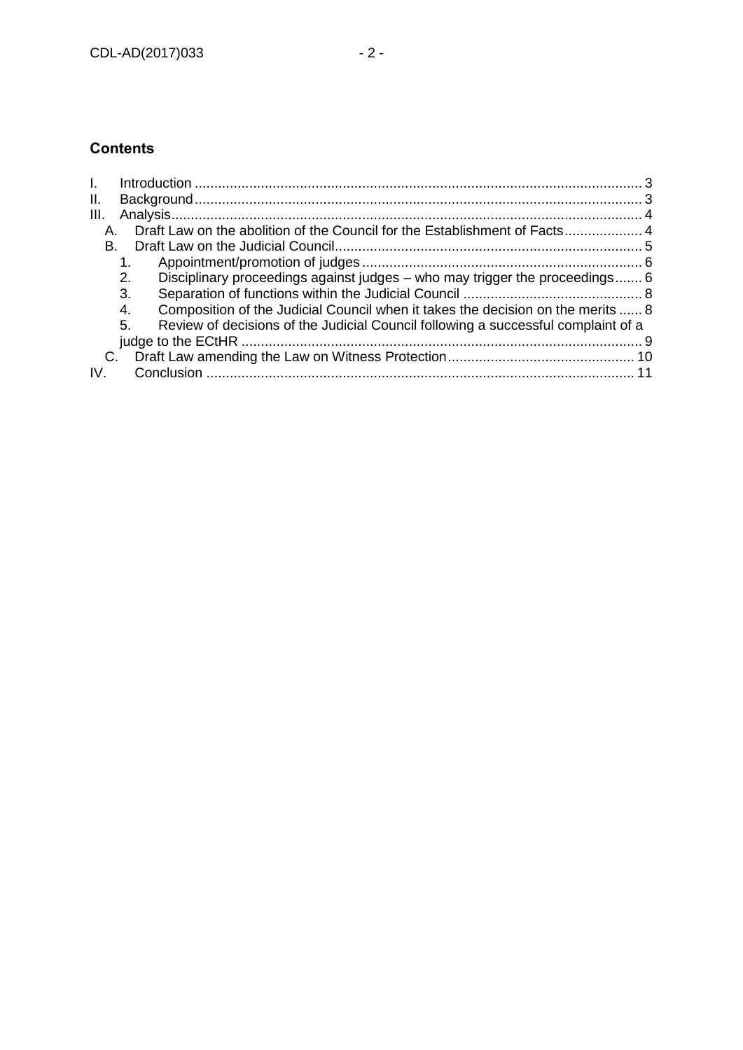## Contents

I. Introduction ..... 3
II. Background ..... 3
III. Analysis ..... 4
  A. Draft Law on the abolition of the Council for the Establishment of Facts ..... 4
  B. Draft Law on the Judicial Council ..... 5
    1. Appointment/promotion of judges ..... 6
    2. Disciplinary proceedings against judges – who may trigger the proceedings ..... 6
    3. Separation of functions within the Judicial Council ..... 8
    4. Composition of the Judicial Council when it takes the decision on the merits ..... 8
    5. Review of decisions of the Judicial Council following a successful complaint of a judge to the ECtHR ..... 9
  C. Draft Law amending the Law on Witness Protection ..... 10
IV. Conclusion ..... 11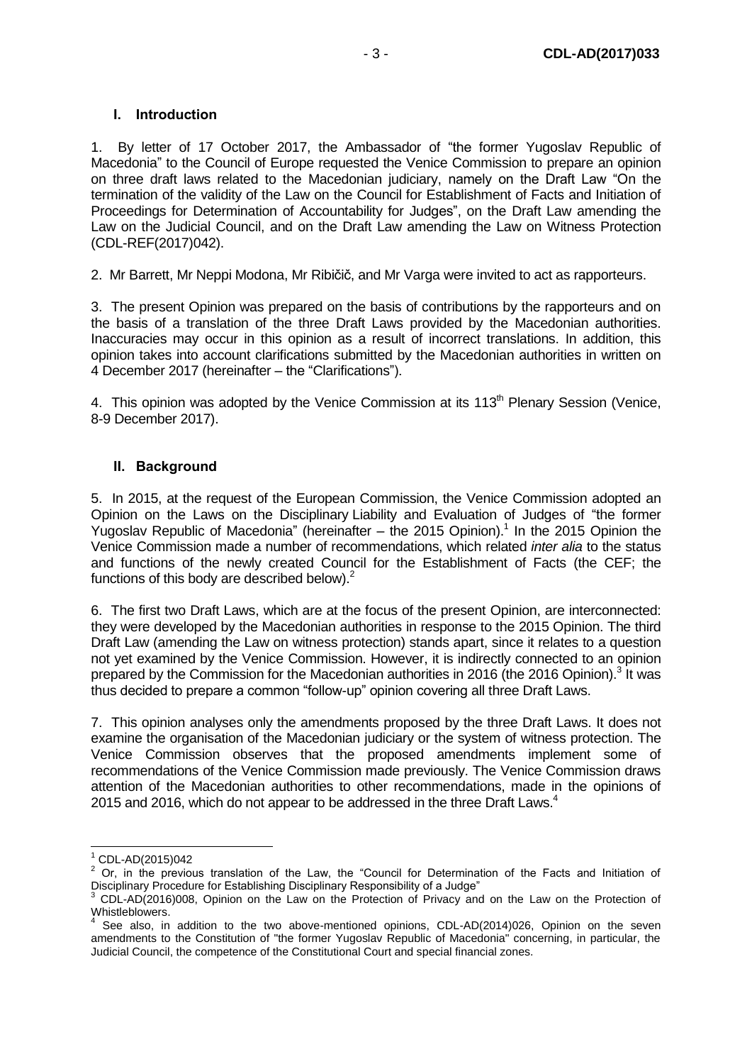## I. Introduction

1. By letter of 17 October 2017, the Ambassador of "the former Yugoslav Republic of Macedonia" to the Council of Europe requested the Venice Commission to prepare an opinion on three draft laws related to the Macedonian judiciary, namely on the Draft Law "On the termination of the validity of the Law on the Council for Establishment of Facts and Initiation of Proceedings for Determination of Accountability for Judges", on the Draft Law amending the Law on the Judicial Council, and on the Draft Law amending the Law on Witness Protection (CDL-REF(2017)042).

2. Mr Barrett, Mr Neppi Modona, Mr Ribičič, and Mr Varga were invited to act as rapporteurs.

3. The present Opinion was prepared on the basis of contributions by the rapporteurs and on the basis of a translation of the three Draft Laws provided by the Macedonian authorities. Inaccuracies may occur in this opinion as a result of incorrect translations. In addition, this opinion takes into account clarifications submitted by the Macedonian authorities in written on 4 December 2017 (hereinafter – the "Clarifications").

4. This opinion was adopted by the Venice Commission at its 113th Plenary Session (Venice, 8-9 December 2017).

## II. Background

5. In 2015, at the request of the European Commission, the Venice Commission adopted an Opinion on the Laws on the Disciplinary Liability and Evaluation of Judges of "the former Yugoslav Republic of Macedonia" (hereinafter – the 2015 Opinion).[1] In the 2015 Opinion the Venice Commission made a number of recommendations, which related *inter alia* to the status and functions of the newly created Council for the Establishment of Facts (the CEF; the functions of this body are described below).[2]

6. The first two Draft Laws, which are at the focus of the present Opinion, are interconnected: they were developed by the Macedonian authorities in response to the 2015 Opinion. The third Draft Law (amending the Law on witness protection) stands apart, since it relates to a question not yet examined by the Venice Commission. However, it is indirectly connected to an opinion prepared by the Commission for the Macedonian authorities in 2016 (the 2016 Opinion).[3] It was thus decided to prepare a common "follow-up" opinion covering all three Draft Laws.

7. This opinion analyses only the amendments proposed by the three Draft Laws. It does not examine the organisation of the Macedonian judiciary or the system of witness protection. The Venice Commission observes that the proposed amendments implement some of recommendations of the Venice Commission made previously. The Venice Commission draws attention of the Macedonian authorities to other recommendations, made in the opinions of 2015 and 2016, which do not appear to be addressed in the three Draft Laws.[4]

---

[1] CDL-AD(2015)042

[2] Or, in the previous translation of the Law, the "Council for Determination of the Facts and Initiation of Disciplinary Procedure for Establishing Disciplinary Responsibility of a Judge"

[3] CDL-AD(2016)008, Opinion on the Law on the Protection of Privacy and on the Law on the Protection of Whistleblowers.

[4] See also, in addition to the two above-mentioned opinions, CDL-AD(2014)026, Opinion on the seven amendments to the Constitution of "the former Yugoslav Republic of Macedonia" concerning, in particular, the Judicial Council, the competence of the Constitutional Court and special financial zones.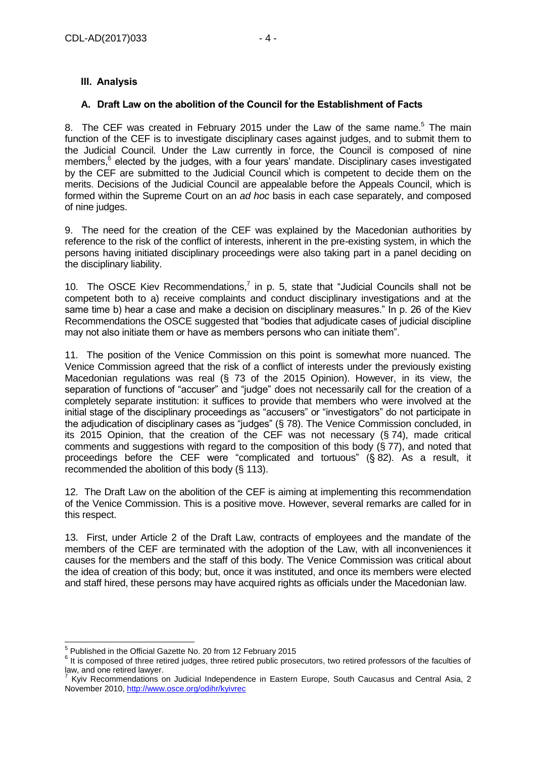### III. Analysis

#### A. Draft Law on the abolition of the Council for the Establishment of Facts

8. The CEF was created in February 2015 under the Law of the same name.[5] The main function of the CEF is to investigate disciplinary cases against judges, and to submit them to the Judicial Council. Under the Law currently in force, the Council is composed of nine members,[6] elected by the judges, with a four years' mandate. Disciplinary cases investigated by the CEF are submitted to the Judicial Council which is competent to decide them on the merits. Decisions of the Judicial Council are appealable before the Appeals Council, which is formed within the Supreme Court on an *ad hoc* basis in each case separately, and composed of nine judges.

9. The need for the creation of the CEF was explained by the Macedonian authorities by reference to the risk of the conflict of interests, inherent in the pre-existing system, in which the persons having initiated disciplinary proceedings were also taking part in a panel deciding on the disciplinary liability.

10. The OSCE Kiev Recommendations,[7] in p. 5, state that "Judicial Councils shall not be competent both to a) receive complaints and conduct disciplinary investigations and at the same time b) hear a case and make a decision on disciplinary measures." In p. 26 of the Kiev Recommendations the OSCE suggested that "bodies that adjudicate cases of judicial discipline may not also initiate them or have as members persons who can initiate them".

11. The position of the Venice Commission on this point is somewhat more nuanced. The Venice Commission agreed that the risk of a conflict of interests under the previously existing Macedonian regulations was real (§ 73 of the 2015 Opinion). However, in its view, the separation of functions of "accuser" and "judge" does not necessarily call for the creation of a completely separate institution: it suffices to provide that members who were involved at the initial stage of the disciplinary proceedings as "accusers" or "investigators" do not participate in the adjudication of disciplinary cases as "judges" (§ 78). The Venice Commission concluded, in its 2015 Opinion, that the creation of the CEF was not necessary (§ 74), made critical comments and suggestions with regard to the composition of this body (§ 77), and noted that proceedings before the CEF were "complicated and tortuous" (§ 82). As a result, it recommended the abolition of this body (§ 113).

12. The Draft Law on the abolition of the CEF is aiming at implementing this recommendation of the Venice Commission. This is a positive move. However, several remarks are called for in this respect.

13. First, under Article 2 of the Draft Law, contracts of employees and the mandate of the members of the CEF are terminated with the adoption of the Law, with all inconveniences it causes for the members and the staff of this body. The Venice Commission was critical about the idea of creation of this body; but, once it was instituted, and once its members were elected and staff hired, these persons may have acquired rights as officials under the Macedonian law.

---

[5] Published in the Official Gazette No. 20 from 12 February 2015

[6] It is composed of three retired judges, three retired public prosecutors, two retired professors of the faculties of law, and one retired lawyer.

[7] Kyiv Recommendations on Judicial Independence in Eastern Europe, South Caucasus and Central Asia, 2 November 2010, http://www.osce.org/odihr/kyivrec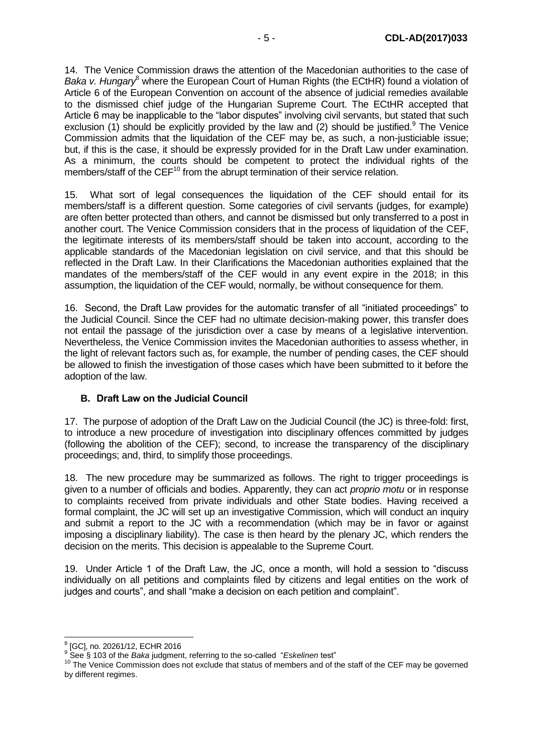14. The Venice Commission draws the attention of the Macedonian authorities to the case of *Baka v. Hungary*[8] where the European Court of Human Rights (the ECtHR) found a violation of Article 6 of the European Convention on account of the absence of judicial remedies available to the dismissed chief judge of the Hungarian Supreme Court. The ECtHR accepted that Article 6 may be inapplicable to the "labor disputes" involving civil servants, but stated that such exclusion (1) should be explicitly provided by the law and (2) should be justified.[9] The Venice Commission admits that the liquidation of the CEF may be, as such, a non-justiciable issue; but, if this is the case, it should be expressly provided for in the Draft Law under examination. As a minimum, the courts should be competent to protect the individual rights of the members/staff of the CEF[10] from the abrupt termination of their service relation.

15. What sort of legal consequences the liquidation of the CEF should entail for its members/staff is a different question. Some categories of civil servants (judges, for example) are often better protected than others, and cannot be dismissed but only transferred to a post in another court. The Venice Commission considers that in the process of liquidation of the CEF, the legitimate interests of its members/staff should be taken into account, according to the applicable standards of the Macedonian legislation on civil service, and that this should be reflected in the Draft Law. In their Clarifications the Macedonian authorities explained that the mandates of the members/staff of the CEF would in any event expire in the 2018; in this assumption, the liquidation of the CEF would, normally, be without consequence for them.

16. Second, the Draft Law provides for the automatic transfer of all "initiated proceedings" to the Judicial Council. Since the CEF had no ultimate decision-making power, this transfer does not entail the passage of the jurisdiction over a case by means of a legislative intervention. Nevertheless, the Venice Commission invites the Macedonian authorities to assess whether, in the light of relevant factors such as, for example, the number of pending cases, the CEF should be allowed to finish the investigation of those cases which have been submitted to it before the adoption of the law.

### B. Draft Law on the Judicial Council

17. The purpose of adoption of the Draft Law on the Judicial Council (the JC) is three-fold: first, to introduce a new procedure of investigation into disciplinary offences committed by judges (following the abolition of the CEF); second, to increase the transparency of the disciplinary proceedings; and, third, to simplify those proceedings.

18. The new procedure may be summarized as follows. The right to trigger proceedings is given to a number of officials and bodies. Apparently, they can act *proprio motu* or in response to complaints received from private individuals and other State bodies. Having received a formal complaint, the JC will set up an investigative Commission, which will conduct an inquiry and submit a report to the JC with a recommendation (which may be in favor or against imposing a disciplinary liability). The case is then heard by the plenary JC, which renders the decision on the merits. This decision is appealable to the Supreme Court.

19. Under Article 1 of the Draft Law, the JC, once a month, will hold a session to "discuss individually on all petitions and complaints filed by citizens and legal entities on the work of judges and courts", and shall "make a decision on each petition and complaint".

---

[8] [GC], no. 20261/12, ECHR 2016

[9] See § 103 of the *Baka* judgment, referring to the so-called "*Eskelinen* test"

[10] The Venice Commission does not exclude that status of members and of the staff of the CEF may be governed by different regimes.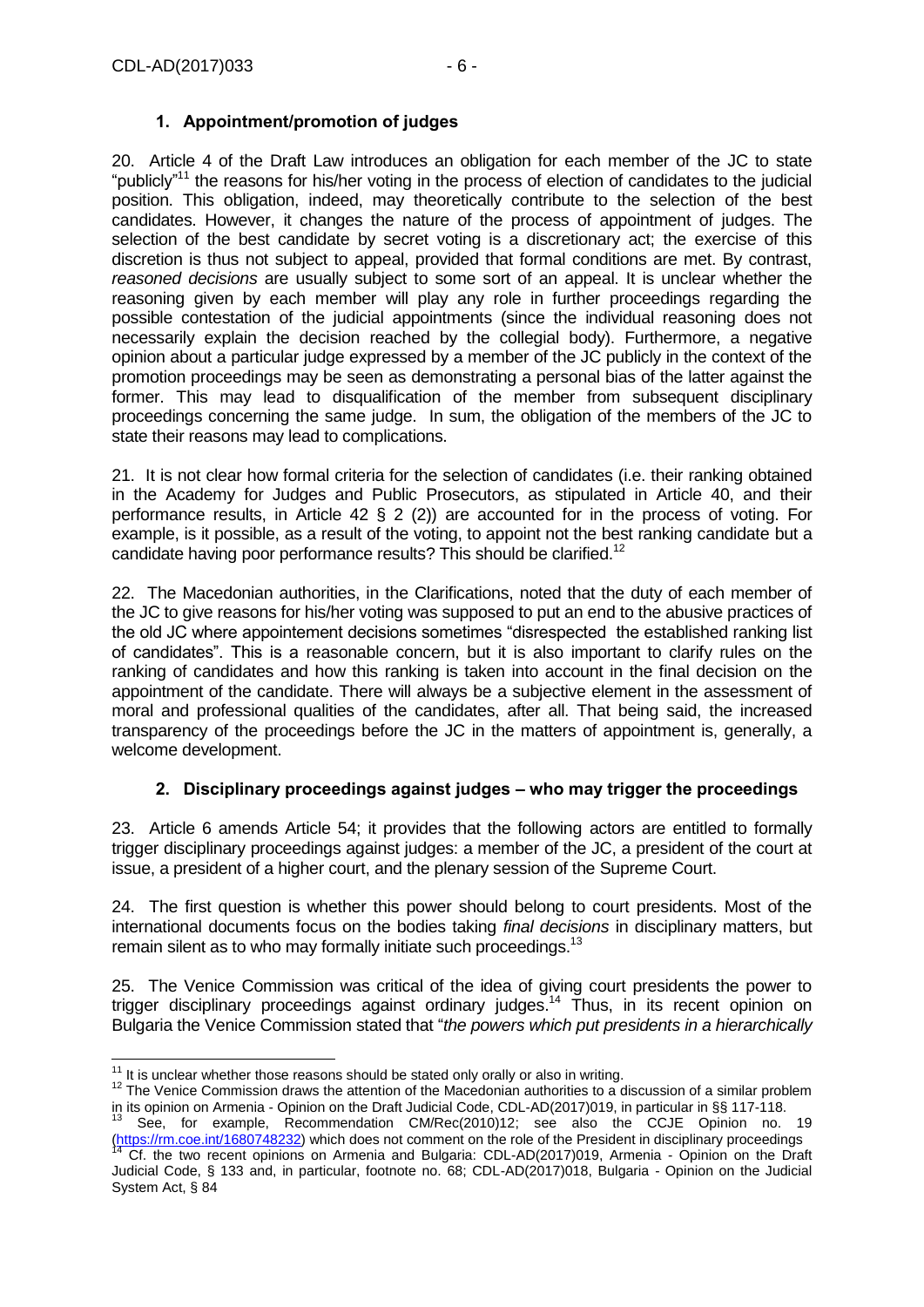### 1. Appointment/promotion of judges

20. Article 4 of the Draft Law introduces an obligation for each member of the JC to state "publicly"[11] the reasons for his/her voting in the process of election of candidates to the judicial position. This obligation, indeed, may theoretically contribute to the selection of the best candidates. However, it changes the nature of the process of appointment of judges. The selection of the best candidate by secret voting is a discretionary act; the exercise of this discretion is thus not subject to appeal, provided that formal conditions are met. By contrast, *reasoned decisions* are usually subject to some sort of an appeal. It is unclear whether the reasoning given by each member will play any role in further proceedings regarding the possible contestation of the judicial appointments (since the individual reasoning does not necessarily explain the decision reached by the collegial body). Furthermore, a negative opinion about a particular judge expressed by a member of the JC publicly in the context of the promotion proceedings may be seen as demonstrating a personal bias of the latter against the former. This may lead to disqualification of the member from subsequent disciplinary proceedings concerning the same judge. In sum, the obligation of the members of the JC to state their reasons may lead to complications.

21. It is not clear how formal criteria for the selection of candidates (i.e. their ranking obtained in the Academy for Judges and Public Prosecutors, as stipulated in Article 40, and their performance results, in Article 42 § 2 (2)) are accounted for in the process of voting. For example, is it possible, as a result of the voting, to appoint not the best ranking candidate but a candidate having poor performance results? This should be clarified.[12]

22. The Macedonian authorities, in the Clarifications, noted that the duty of each member of the JC to give reasons for his/her voting was supposed to put an end to the abusive practices of the old JC where appointement decisions sometimes "disrespected the established ranking list of candidates". This is a reasonable concern, but it is also important to clarify rules on the ranking of candidates and how this ranking is taken into account in the final decision on the appointment of the candidate. There will always be a subjective element in the assessment of moral and professional qualities of the candidates, after all. That being said, the increased transparency of the proceedings before the JC in the matters of appointment is, generally, a welcome development.

### 2. Disciplinary proceedings against judges – who may trigger the proceedings

23. Article 6 amends Article 54; it provides that the following actors are entitled to formally trigger disciplinary proceedings against judges: a member of the JC, a president of the court at issue, a president of a higher court, and the plenary session of the Supreme Court.

24. The first question is whether this power should belong to court presidents. Most of the international documents focus on the bodies taking *final decisions* in disciplinary matters, but remain silent as to who may formally initiate such proceedings.[13]

25. The Venice Commission was critical of the idea of giving court presidents the power to trigger disciplinary proceedings against ordinary judges.[14] Thus, in its recent opinion on Bulgaria the Venice Commission stated that "*the powers which put presidents in a hierarchically*

---

[11] It is unclear whether those reasons should be stated only orally or also in writing.

[12] The Venice Commission draws the attention of the Macedonian authorities to a discussion of a similar problem in its opinion on Armenia - Opinion on the Draft Judicial Code, CDL-AD(2017)019, in particular in §§ 117-118.

[13] See, for example, Recommendation CM/Rec(2010)12; see also the CCJE Opinion no. 19 (https://rm.coe.int/1680748232) which does not comment on the role of the President in disciplinary proceedings

[14] Cf. the two recent opinions on Armenia and Bulgaria: CDL-AD(2017)019, Armenia - Opinion on the Draft Judicial Code, § 133 and, in particular, footnote no. 68; CDL-AD(2017)018, Bulgaria - Opinion on the Judicial System Act, § 84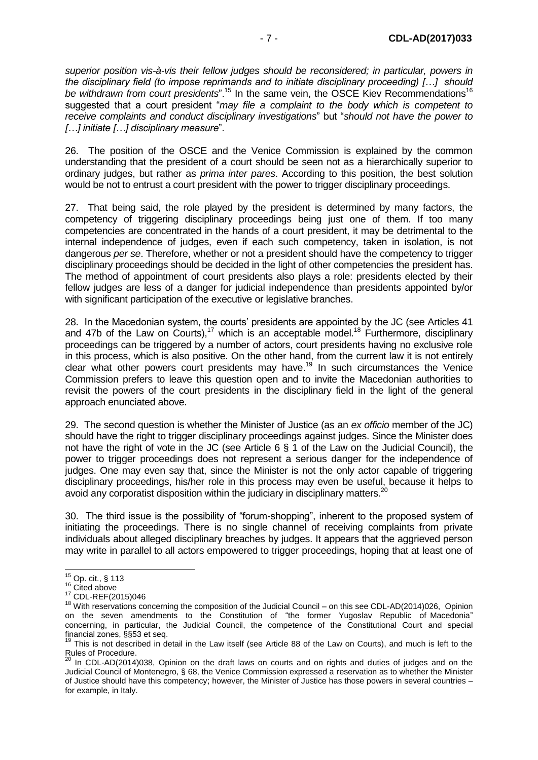*superior position vis-à-vis their fellow judges should be reconsidered; in particular, powers in the disciplinary field (to impose reprimands and to initiate disciplinary proceeding) […] should be withdrawn from court presidents*".[15] In the same vein, the OSCE Kiev Recommendations[16] suggested that a court president "*may file a complaint to the body which is competent to receive complaints and conduct disciplinary investigations*" but "*should not have the power to […] initiate […] disciplinary measure*".

26. The position of the OSCE and the Venice Commission is explained by the common understanding that the president of a court should be seen not as a hierarchically superior to ordinary judges, but rather as *prima inter pares*. According to this position, the best solution would be not to entrust a court president with the power to trigger disciplinary proceedings.

27. That being said, the role played by the president is determined by many factors, the competency of triggering disciplinary proceedings being just one of them. If too many competencies are concentrated in the hands of a court president, it may be detrimental to the internal independence of judges, even if each such competency, taken in isolation, is not dangerous *per se*. Therefore, whether or not a president should have the competency to trigger disciplinary proceedings should be decided in the light of other competencies the president has. The method of appointment of court presidents also plays a role: presidents elected by their fellow judges are less of a danger for judicial independence than presidents appointed by/or with significant participation of the executive or legislative branches.

28. In the Macedonian system, the courts' presidents are appointed by the JC (see Articles 41 and 47b of the Law on Courts),[17] which is an acceptable model.[18] Furthermore, disciplinary proceedings can be triggered by a number of actors, court presidents having no exclusive role in this process, which is also positive. On the other hand, from the current law it is not entirely clear what other powers court presidents may have.[19] In such circumstances the Venice Commission prefers to leave this question open and to invite the Macedonian authorities to revisit the powers of the court presidents in the disciplinary field in the light of the general approach enunciated above.

29. The second question is whether the Minister of Justice (as an *ex officio* member of the JC) should have the right to trigger disciplinary proceedings against judges. Since the Minister does not have the right of vote in the JC (see Article 6 § 1 of the Law on the Judicial Council), the power to trigger proceedings does not represent a serious danger for the independence of judges. One may even say that, since the Minister is not the only actor capable of triggering disciplinary proceedings, his/her role in this process may even be useful, because it helps to avoid any corporatist disposition within the judiciary in disciplinary matters.[20]

30. The third issue is the possibility of "forum-shopping", inherent to the proposed system of initiating the proceedings. There is no single channel of receiving complaints from private individuals about alleged disciplinary breaches by judges. It appears that the aggrieved person may write in parallel to all actors empowered to trigger proceedings, hoping that at least one of

---

[15] Op. cit., § 113

[16] Cited above

[17] CDL-REF(2015)046

[18] With reservations concerning the composition of the Judicial Council – on this see CDL-AD(2014)026, Opinion on the seven amendments to the Constitution of "the former Yugoslav Republic of Macedonia" concerning, in particular, the Judicial Council, the competence of the Constitutional Court and special financial zones, §§53 et seq.

[19] This is not described in detail in the Law itself (see Article 88 of the Law on Courts), and much is left to the Rules of Procedure.

[20] In CDL-AD(2014)038, Opinion on the draft laws on courts and on rights and duties of judges and on the Judicial Council of Montenegro, § 68, the Venice Commission expressed a reservation as to whether the Minister of Justice should have this competency; however, the Minister of Justice has those powers in several countries – for example, in Italy.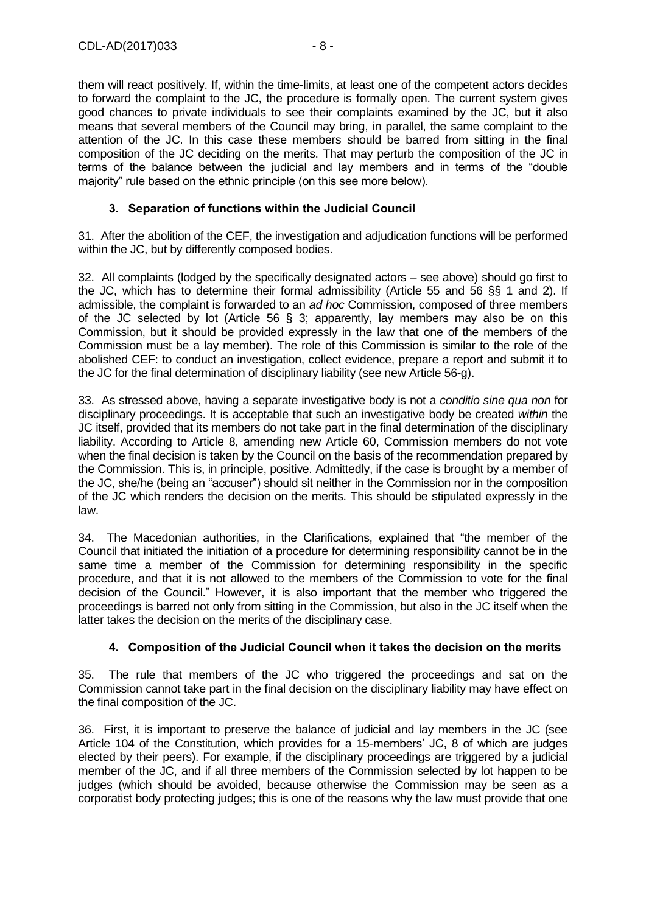them will react positively. If, within the time-limits, at least one of the competent actors decides to forward the complaint to the JC, the procedure is formally open. The current system gives good chances to private individuals to see their complaints examined by the JC, but it also means that several members of the Council may bring, in parallel, the same complaint to the attention of the JC. In this case these members should be barred from sitting in the final composition of the JC deciding on the merits. That may perturb the composition of the JC in terms of the balance between the judicial and lay members and in terms of the "double majority" rule based on the ethnic principle (on this see more below).

### 3. Separation of functions within the Judicial Council

31. After the abolition of the CEF, the investigation and adjudication functions will be performed within the JC, but by differently composed bodies.

32. All complaints (lodged by the specifically designated actors – see above) should go first to the JC, which has to determine their formal admissibility (Article 55 and 56 §§ 1 and 2). If admissible, the complaint is forwarded to an *ad hoc* Commission, composed of three members of the JC selected by lot (Article 56 § 3; apparently, lay members may also be on this Commission, but it should be provided expressly in the law that one of the members of the Commission must be a lay member). The role of this Commission is similar to the role of the abolished CEF: to conduct an investigation, collect evidence, prepare a report and submit it to the JC for the final determination of disciplinary liability (see new Article 56-g).

33. As stressed above, having a separate investigative body is not a *conditio sine qua non* for disciplinary proceedings. It is acceptable that such an investigative body be created *within* the JC itself, provided that its members do not take part in the final determination of the disciplinary liability. According to Article 8, amending new Article 60, Commission members do not vote when the final decision is taken by the Council on the basis of the recommendation prepared by the Commission. This is, in principle, positive. Admittedly, if the case is brought by a member of the JC, she/he (being an "accuser") should sit neither in the Commission nor in the composition of the JC which renders the decision on the merits. This should be stipulated expressly in the law.

34. The Macedonian authorities, in the Clarifications, explained that "the member of the Council that initiated the initiation of a procedure for determining responsibility cannot be in the same time a member of the Commission for determining responsibility in the specific procedure, and that it is not allowed to the members of the Commission to vote for the final decision of the Council." However, it is also important that the member who triggered the proceedings is barred not only from sitting in the Commission, but also in the JC itself when the latter takes the decision on the merits of the disciplinary case.

### 4. Composition of the Judicial Council when it takes the decision on the merits

35. The rule that members of the JC who triggered the proceedings and sat on the Commission cannot take part in the final decision on the disciplinary liability may have effect on the final composition of the JC.

36. First, it is important to preserve the balance of judicial and lay members in the JC (see Article 104 of the Constitution, which provides for a 15-members' JC, 8 of which are judges elected by their peers). For example, if the disciplinary proceedings are triggered by a judicial member of the JC, and if all three members of the Commission selected by lot happen to be judges (which should be avoided, because otherwise the Commission may be seen as a corporatist body protecting judges; this is one of the reasons why the law must provide that one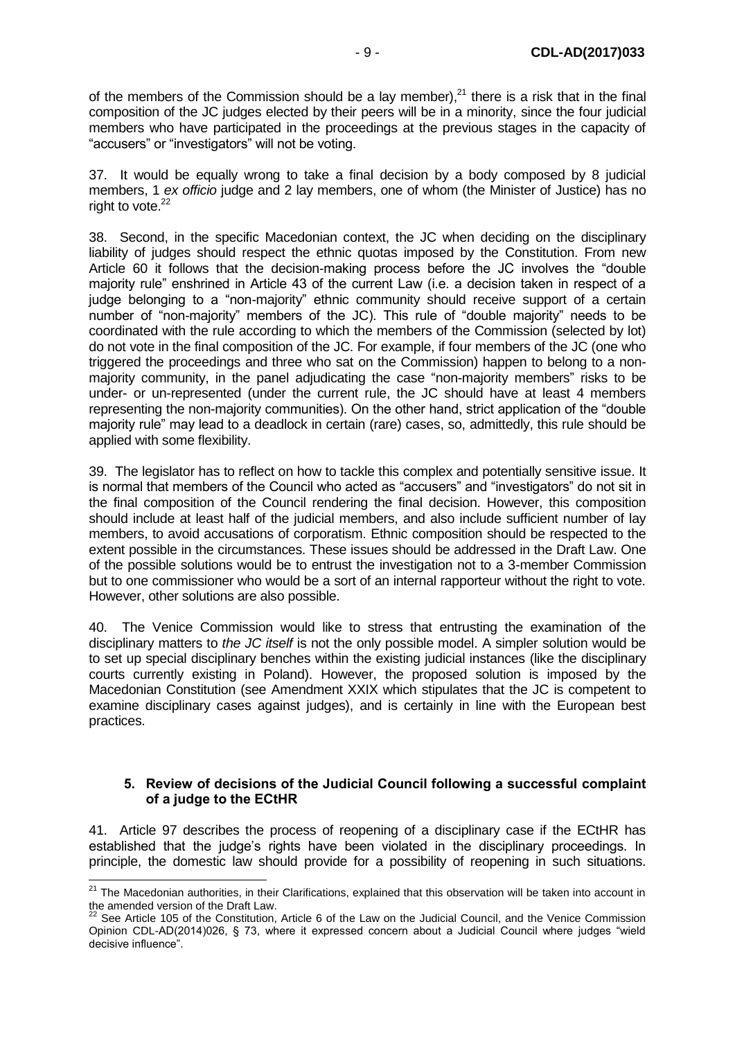of the members of the Commission should be a lay member),[21] there is a risk that in the final composition of the JC judges elected by their peers will be in a minority, since the four judicial members who have participated in the proceedings at the previous stages in the capacity of "accusers" or "investigators" will not be voting.

37. It would be equally wrong to take a final decision by a body composed by 8 judicial members, 1 *ex officio* judge and 2 lay members, one of whom (the Minister of Justice) has no right to vote.[22]

38. Second, in the specific Macedonian context, the JC when deciding on the disciplinary liability of judges should respect the ethnic quotas imposed by the Constitution. From new Article 60 it follows that the decision-making process before the JC involves the "double majority rule" enshrined in Article 43 of the current Law (i.e. a decision taken in respect of a judge belonging to a "non-majority" ethnic community should receive support of a certain number of "non-majority" members of the JC). This rule of "double majority" needs to be coordinated with the rule according to which the members of the Commission (selected by lot) do not vote in the final composition of the JC. For example, if four members of the JC (one who triggered the proceedings and three who sat on the Commission) happen to belong to a non-majority community, in the panel adjudicating the case "non-majority members" risks to be under- or un-represented (under the current rule, the JC should have at least 4 members representing the non-majority communities). On the other hand, strict application of the "double majority rule" may lead to a deadlock in certain (rare) cases, so, admittedly, this rule should be applied with some flexibility.

39. The legislator has to reflect on how to tackle this complex and potentially sensitive issue. It is normal that members of the Council who acted as "accusers" and "investigators" do not sit in the final composition of the Council rendering the final decision. However, this composition should include at least half of the judicial members, and also include sufficient number of lay members, to avoid accusations of corporatism. Ethnic composition should be respected to the extent possible in the circumstances. These issues should be addressed in the Draft Law. One of the possible solutions would be to entrust the investigation not to a 3-member Commission but to one commissioner who would be a sort of an internal rapporteur without the right to vote. However, other solutions are also possible.

40. The Venice Commission would like to stress that entrusting the examination of the disciplinary matters to *the JC itself* is not the only possible model. A simpler solution would be to set up special disciplinary benches within the existing judicial instances (like the disciplinary courts currently existing in Poland). However, the proposed solution is imposed by the Macedonian Constitution (see Amendment XXIX which stipulates that the JC is competent to examine disciplinary cases against judges), and is certainly in line with the European best practices.

### 5. Review of decisions of the Judicial Council following a successful complaint of a judge to the ECtHR

41. Article 97 describes the process of reopening of a disciplinary case if the ECtHR has established that the judge's rights have been violated in the disciplinary proceedings. In principle, the domestic law should provide for a possibility of reopening in such situations.

---

[21] The Macedonian authorities, in their Clarifications, explained that this observation will be taken into account in the amended version of the Draft Law.

[22] See Article 105 of the Constitution, Article 6 of the Law on the Judicial Council, and the Venice Commission Opinion CDL-AD(2014)026, § 73, where it expressed concern about a Judicial Council where judges "wield decisive influence".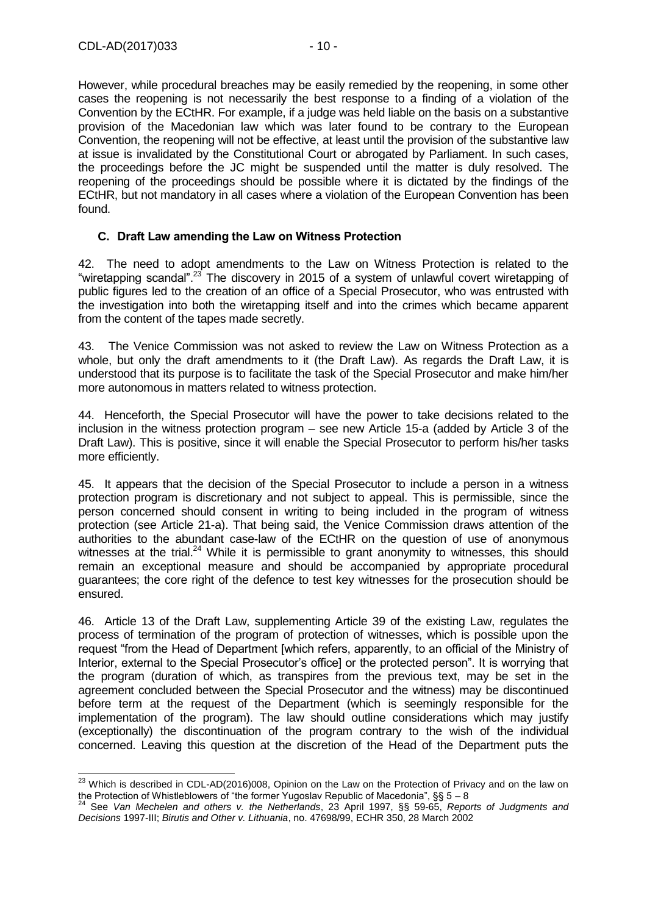However, while procedural breaches may be easily remedied by the reopening, in some other cases the reopening is not necessarily the best response to a finding of a violation of the Convention by the ECtHR. For example, if a judge was held liable on the basis on a substantive provision of the Macedonian law which was later found to be contrary to the European Convention, the reopening will not be effective, at least until the provision of the substantive law at issue is invalidated by the Constitutional Court or abrogated by Parliament. In such cases, the proceedings before the JC might be suspended until the matter is duly resolved. The reopening of the proceedings should be possible where it is dictated by the findings of the ECtHR, but not mandatory in all cases where a violation of the European Convention has been found.

### C. Draft Law amending the Law on Witness Protection

42. The need to adopt amendments to the Law on Witness Protection is related to the "wiretapping scandal".[23] The discovery in 2015 of a system of unlawful covert wiretapping of public figures led to the creation of an office of a Special Prosecutor, who was entrusted with the investigation into both the wiretapping itself and into the crimes which became apparent from the content of the tapes made secretly.

43. The Venice Commission was not asked to review the Law on Witness Protection as a whole, but only the draft amendments to it (the Draft Law). As regards the Draft Law, it is understood that its purpose is to facilitate the task of the Special Prosecutor and make him/her more autonomous in matters related to witness protection.

44. Henceforth, the Special Prosecutor will have the power to take decisions related to the inclusion in the witness protection program – see new Article 15-a (added by Article 3 of the Draft Law). This is positive, since it will enable the Special Prosecutor to perform his/her tasks more efficiently.

45. It appears that the decision of the Special Prosecutor to include a person in a witness protection program is discretionary and not subject to appeal. This is permissible, since the person concerned should consent in writing to being included in the program of witness protection (see Article 21-a). That being said, the Venice Commission draws attention of the authorities to the abundant case-law of the ECtHR on the question of use of anonymous witnesses at the trial.[24] While it is permissible to grant anonymity to witnesses, this should remain an exceptional measure and should be accompanied by appropriate procedural guarantees; the core right of the defence to test key witnesses for the prosecution should be ensured.

46. Article 13 of the Draft Law, supplementing Article 39 of the existing Law, regulates the process of termination of the program of protection of witnesses, which is possible upon the request "from the Head of Department [which refers, apparently, to an official of the Ministry of Interior, external to the Special Prosecutor's office] or the protected person". It is worrying that the program (duration of which, as transpires from the previous text, may be set in the agreement concluded between the Special Prosecutor and the witness) may be discontinued before term at the request of the Department (which is seemingly responsible for the implementation of the program). The law should outline considerations which may justify (exceptionally) the discontinuation of the program contrary to the wish of the individual concerned. Leaving this question at the discretion of the Head of the Department puts the

---

[23] Which is described in CDL-AD(2016)008, Opinion on the Law on the Protection of Privacy and on the law on the Protection of Whistleblowers of "the former Yugoslav Republic of Macedonia", §§ 5 – 8

[24] See *Van Mechelen and others v. the Netherlands*, 23 April 1997, §§ 59-65, *Reports of Judgments and Decisions* 1997-III; *Birutis and Other v. Lithuania*, no. 47698/99, ECHR 350, 28 March 2002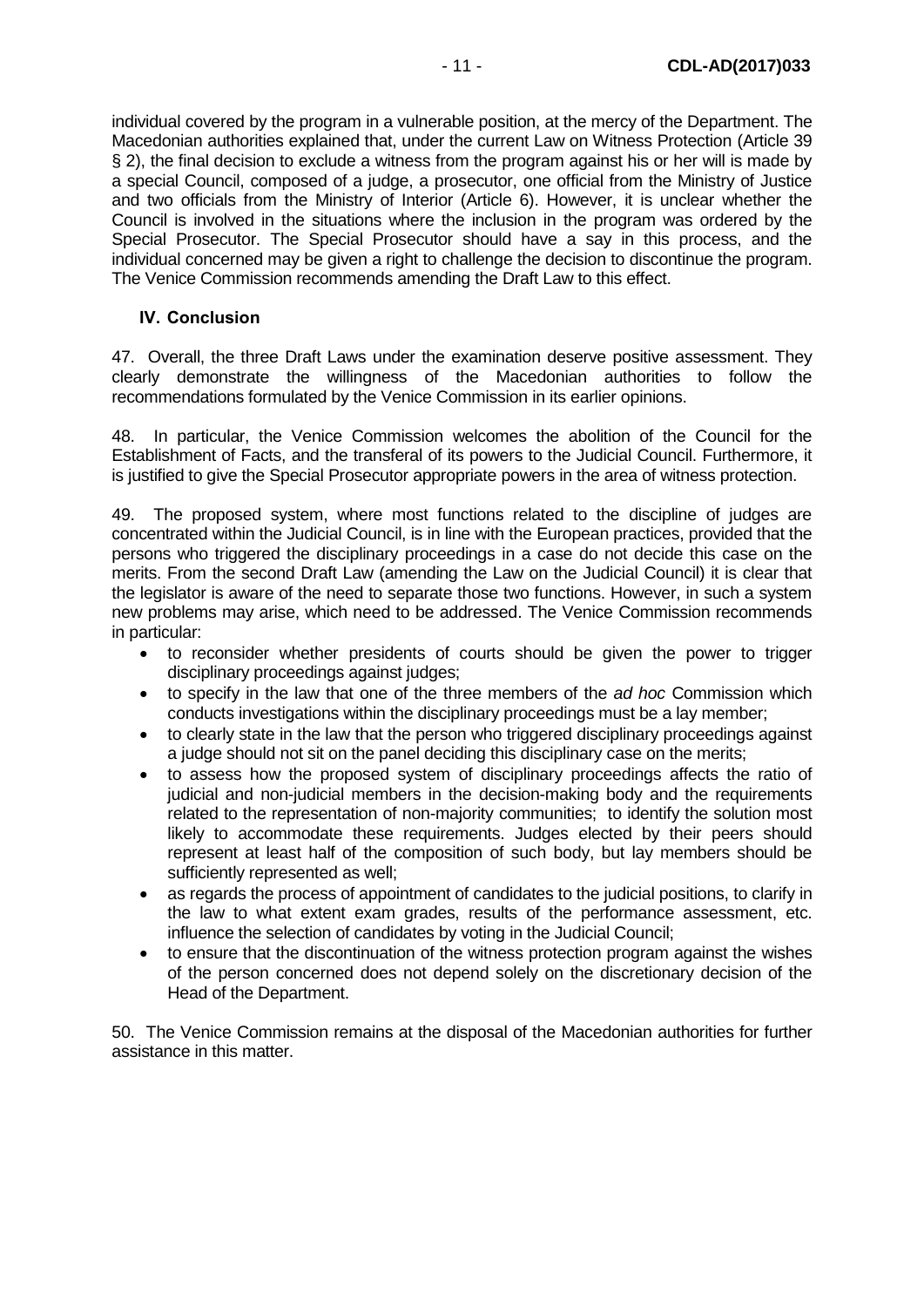individual covered by the program in a vulnerable position, at the mercy of the Department. The Macedonian authorities explained that, under the current Law on Witness Protection (Article 39 § 2), the final decision to exclude a witness from the program against his or her will is made by a special Council, composed of a judge, a prosecutor, one official from the Ministry of Justice and two officials from the Ministry of Interior (Article 6). However, it is unclear whether the Council is involved in the situations where the inclusion in the program was ordered by the Special Prosecutor. The Special Prosecutor should have a say in this process, and the individual concerned may be given a right to challenge the decision to discontinue the program. The Venice Commission recommends amending the Draft Law to this effect.

## IV. Conclusion

47. Overall, the three Draft Laws under the examination deserve positive assessment. They clearly demonstrate the willingness of the Macedonian authorities to follow the recommendations formulated by the Venice Commission in its earlier opinions.

48. In particular, the Venice Commission welcomes the abolition of the Council for the Establishment of Facts, and the transferal of its powers to the Judicial Council. Furthermore, it is justified to give the Special Prosecutor appropriate powers in the area of witness protection.

49. The proposed system, where most functions related to the discipline of judges are concentrated within the Judicial Council, is in line with the European practices, provided that the persons who triggered the disciplinary proceedings in a case do not decide this case on the merits. From the second Draft Law (amending the Law on the Judicial Council) it is clear that the legislator is aware of the need to separate those two functions. However, in such a system new problems may arise, which need to be addressed. The Venice Commission recommends in particular:

- to reconsider whether presidents of courts should be given the power to trigger disciplinary proceedings against judges;
- to specify in the law that one of the three members of the *ad hoc* Commission which conducts investigations within the disciplinary proceedings must be a lay member;
- to clearly state in the law that the person who triggered disciplinary proceedings against a judge should not sit on the panel deciding this disciplinary case on the merits;
- to assess how the proposed system of disciplinary proceedings affects the ratio of judicial and non-judicial members in the decision-making body and the requirements related to the representation of non-majority communities; to identify the solution most likely to accommodate these requirements. Judges elected by their peers should represent at least half of the composition of such body, but lay members should be sufficiently represented as well;
- as regards the process of appointment of candidates to the judicial positions, to clarify in the law to what extent exam grades, results of the performance assessment, etc. influence the selection of candidates by voting in the Judicial Council;
- to ensure that the discontinuation of the witness protection program against the wishes of the person concerned does not depend solely on the discretionary decision of the Head of the Department.

50. The Venice Commission remains at the disposal of the Macedonian authorities for further assistance in this matter.